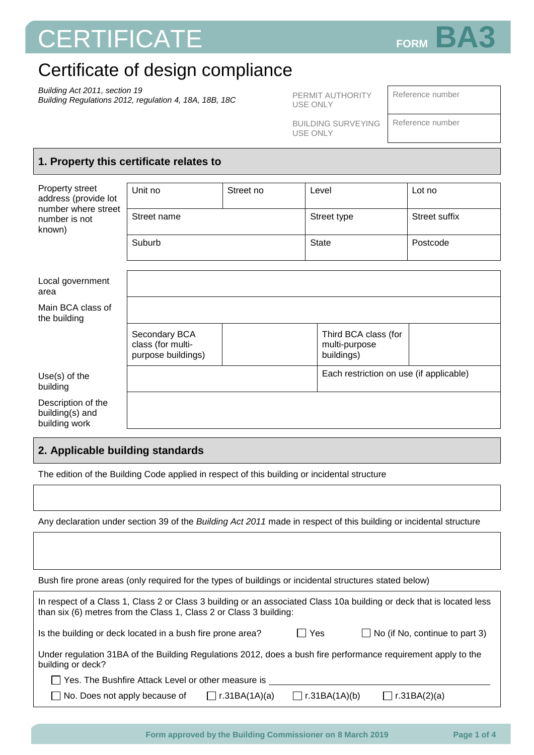# CERTIFICATE

FORM **BA3**

## Certificate of design compliance

*Building Act 2011, section 19*
*Building Regulations 2012, regulation 4, 18A, 18B, 18C*

| | |
|---|---|
| PERMIT AUTHORITY USE ONLY | Reference number |
| BUILDING SURVEYING USE ONLY | Reference number |

## 1. Property this certificate relates to

| Property street address (provide lot number where street number is not known) | Unit no | Street no | Level | Lot no |
|---|---|---|---|---|
| | Street name | | Street type | Street suffix |
| | Suburb | | State | Postcode |

| | | | | |
|---|---|---|---|---|
| Local government area | | | | |
| Main BCA class of the building | | | | |
| | Secondary BCA class (for multi-purpose buildings) | | Third BCA class (for multi-purpose buildings) | |
| Use(s) of the building | | | Each restriction on use (if applicable) | |
| Description of the building(s) and building work | | | | |

## 2. Applicable building standards

The edition of the Building Code applied in respect of this building or incidental structure

Any declaration under section 39 of the *Building Act 2011* made in respect of this building or incidental structure

Bush fire prone areas (only required for the types of buildings or incidental structures stated below)

In respect of a Class 1, Class 2 or Class 3 building or an associated Class 10a building or deck that is located less than six (6) metres from the Class 1, Class 2 or Class 3 building:

Is the building or deck located in a bush fire prone area? ☐ Yes ☐ No (if No, continue to part 3)

Under regulation 31BA of the Building Regulations 2012, does a bush fire performance requirement apply to the building or deck?

☐ Yes. The Bushfire Attack Level or other measure is ______________________

☐ No. Does not apply because of ☐ r.31BA(1A)(a) ☐ r.31BA(1A)(b) ☐ r.31BA(2)(a)

Form approved by the Building Commissioner on 8 March 2019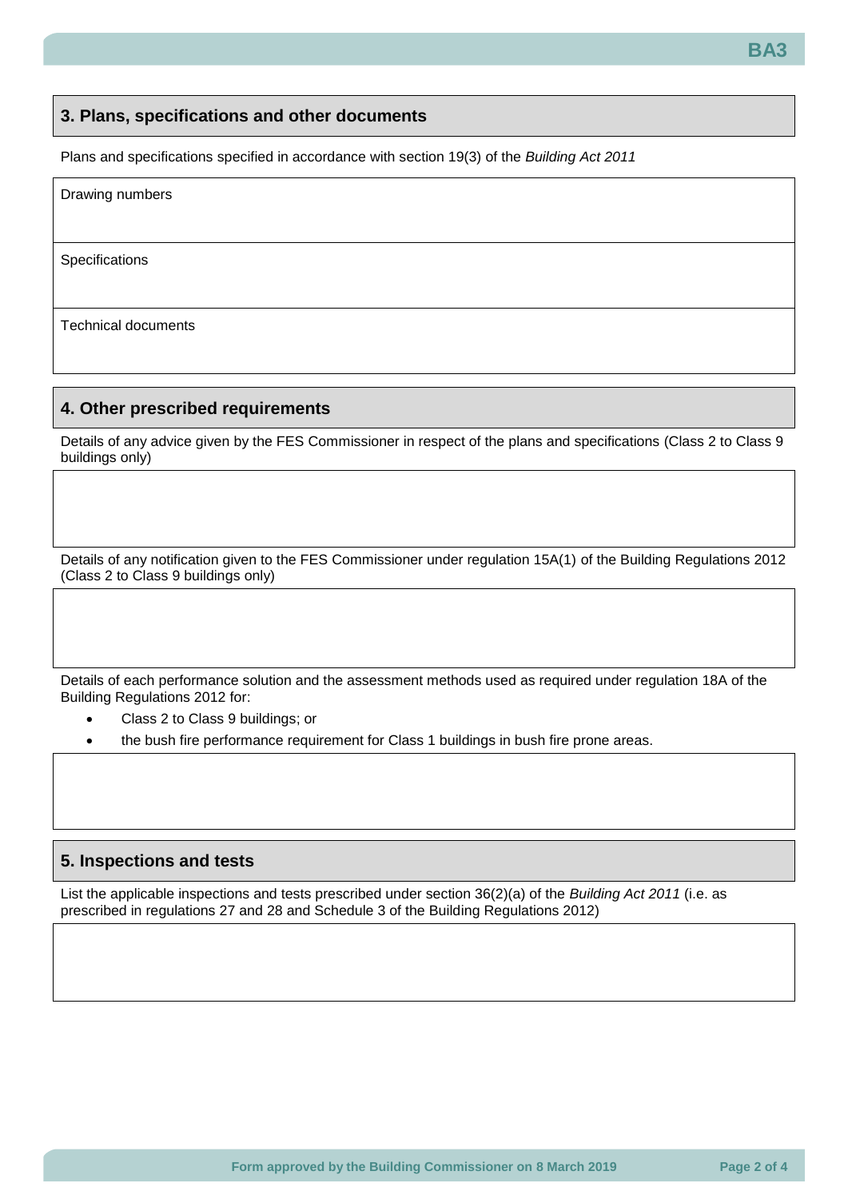## 3. Plans, specifications and other documents

Plans and specifications specified in accordance with section 19(3) of the *Building Act 2011*

| Drawing numbers |
|---|
| Specifications |
| Technical documents |

## 4. Other prescribed requirements

Details of any advice given by the FES Commissioner in respect of the plans and specifications (Class 2 to Class 9 buildings only)

Details of any notification given to the FES Commissioner under regulation 15A(1) of the Building Regulations 2012 (Class 2 to Class 9 buildings only)

Details of each performance solution and the assessment methods used as required under regulation 18A of the Building Regulations 2012 for:

- Class 2 to Class 9 buildings; or
- the bush fire performance requirement for Class 1 buildings in bush fire prone areas.

## 5. Inspections and tests

List the applicable inspections and tests prescribed under section 36(2)(a) of the *Building Act 2011* (i.e. as prescribed in regulations 27 and 28 and Schedule 3 of the Building Regulations 2012)

Form approved by the Building Commissioner on 8 March 2019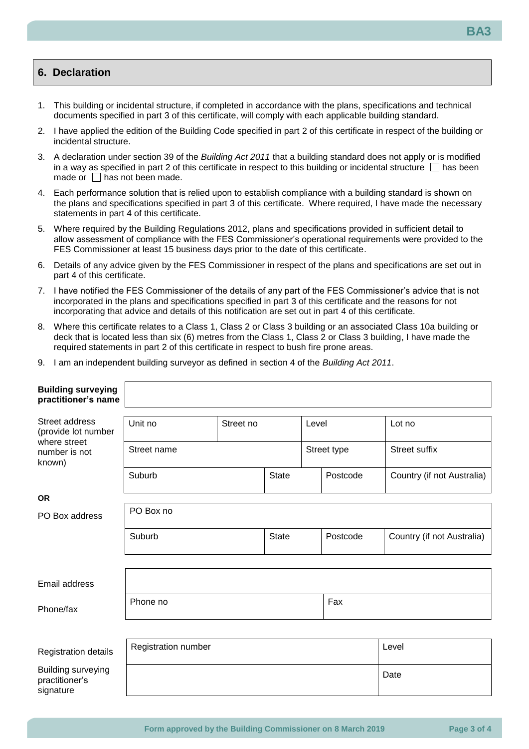## 6. Declaration

1. This building or incidental structure, if completed in accordance with the plans, specifications and technical documents specified in part 3 of this certificate, will comply with each applicable building standard.
2. I have applied the edition of the Building Code specified in part 2 of this certificate in respect of the building or incidental structure.
3. A declaration under section 39 of the *Building Act 2011* that a building standard does not apply or is modified in a way as specified in part 2 of this certificate in respect to this building or incidental structure ☐ has been made or ☐ has not been made.
4. Each performance solution that is relied upon to establish compliance with a building standard is shown on the plans and specifications specified in part 3 of this certificate. Where required, I have made the necessary statements in part 4 of this certificate.
5. Where required by the Building Regulations 2012, plans and specifications provided in sufficient detail to allow assessment of compliance with the FES Commissioner's operational requirements were provided to the FES Commissioner at least 15 business days prior to the date of this certificate.
6. Details of any advice given by the FES Commissioner in respect of the plans and specifications are set out in part 4 of this certificate.
7. I have notified the FES Commissioner of the details of any part of the FES Commissioner's advice that is not incorporated in the plans and specifications specified in part 3 of this certificate and the reasons for not incorporating that advice and details of this notification are set out in part 4 of this certificate.
8. Where this certificate relates to a Class 1, Class 2 or Class 3 building or an associated Class 10a building or deck that is located less than six (6) metres from the Class 1, Class 2 or Class 3 building, I have made the required statements in part 2 of this certificate in respect to bush fire prone areas.
9. I am an independent building surveyor as defined in section 4 of the *Building Act 2011*.

| **Building surveying practitioner's name** | | | | | |
|---|---|---|---|---|---|
| Street address (provide lot number where street number is not known) | Unit no | Street no | Level | | Lot no |
| | Street name | | Street type | | Street suffix |
| | Suburb | State | | Postcode | Country (if not Australia) |
| **OR** | | | | | |
| PO Box address | PO Box no | | | | |
| | Suburb | State | | Postcode | Country (if not Australia) |
| Email address | | | | | |
| Phone/fax | Phone no | | | Fax | |
| Registration details | Registration number | | | | Level |
| Building surveying practitioner's signature | | | | | Date |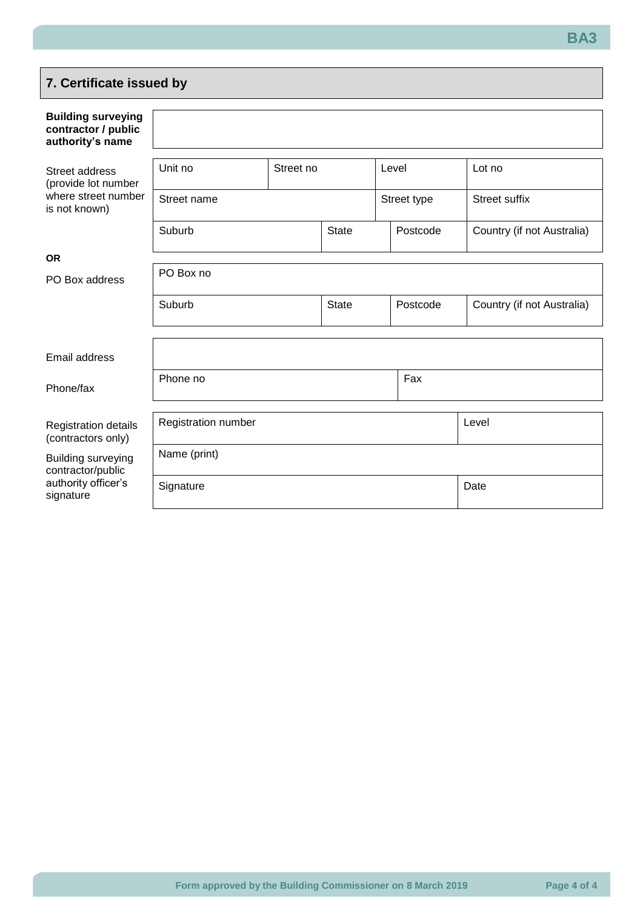## 7. Certificate issued by

**Building surveying contractor / public authority's name**

| |
|---|
| |

Street address (provide lot number where street number is not known)

| | | | |
|---|---|---|---|
| Unit no | Street no | Level | Lot no |
| Street name | | Street type | Street suffix |
| Suburb | State | Postcode | Country (if not Australia) |

**OR**

PO Box address

| | | | |
|---|---|---|---|
| PO Box no | | | |
| Suburb | State | Postcode | Country (if not Australia) |

Email address

Phone/fax

| | |
|---|---|
| | |
| Phone no | Fax |

Registration details (contractors only)

Building surveying contractor/public authority officer's signature

| | |
|---|---|
| Registration number | Level |
| Name (print) | |
| Signature | Date |

Form approved by the Building Commissioner on 8 March 2019